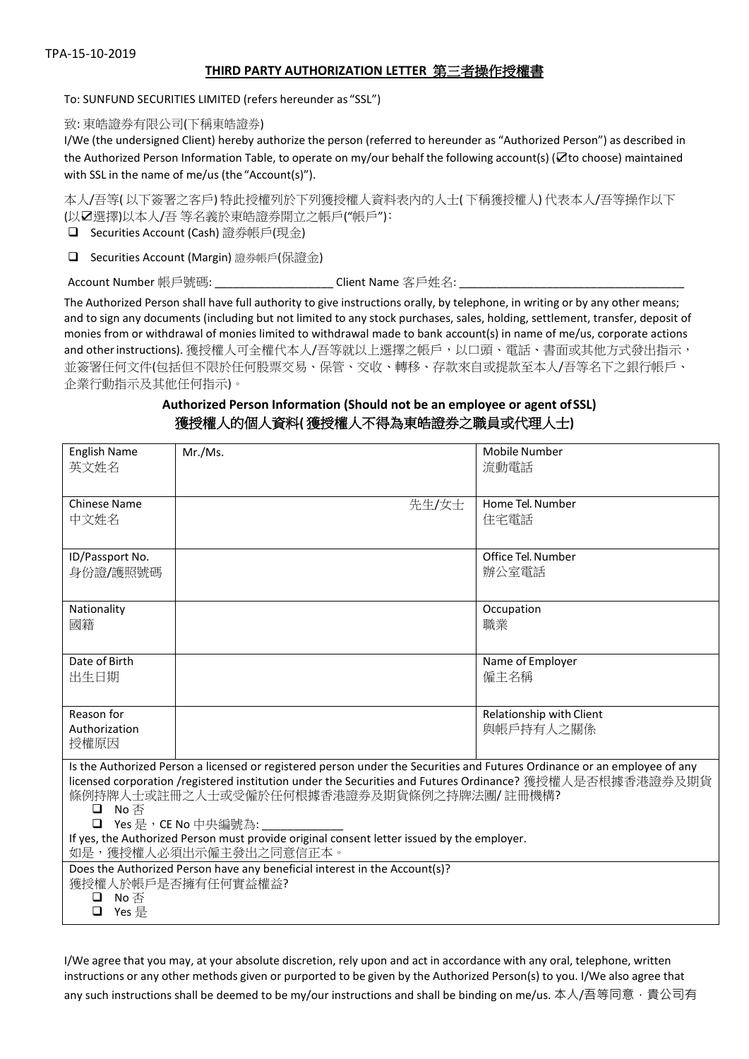TPA-15-10-2019

## THIRD PARTY AUTHORIZATION LETTER 第三者操作授權書

To: SUNFUND SECURITIES LIMITED (refers hereunder as "SSL")

致: 東皓證券有限公司(下稱東皓證券)

I/We (the undersigned Client) hereby authorize the person (referred to hereunder as "Authorized Person") as described in the Authorized Person Information Table, to operate on my/our behalf the following account(s) (☑to choose) maintained with SSL in the name of me/us (the "Account(s)").

本人/吾等(以下簽署之客戶)特此授權列於下列獲授權人資料表內的人士(下稱獲授權人)代表本人/吾等操作以下(以☑選擇)以本人/吾等名義於東皓證券開立之帳戶("帳戶"):

- ☐ Securities Account (Cash) 證券帳戶(現金)
- ☐ Securities Account (Margin) 證券帳戶(保證金)

Account Number 帳戶號碼: ___________________ Client Name 客戶姓名: ____________________________________

The Authorized Person shall have full authority to give instructions orally, by telephone, in writing or by any other means; and to sign any documents (including but not limited to any stock purchases, sales, holding, settlement, transfer, deposit of monies from or withdrawal of monies limited to withdrawal made to bank account(s) in name of me/us, corporate actions and other instructions). 獲授權人可全權代本人/吾等就以上選擇之帳戶,以口頭、電話、書面或其他方式發出指示,並簽署任何文件(包括但不限於任何股票交易、保管、交收、轉移、存款來自或提款至本人/吾等名下之銀行帳戶、企業行動指示及其他任何指示)。

### Authorized Person Information (Should not be an employee or agent of SSL)
### 獲授權人的個人資料(獲授權人不得為東皓證券之職員或代理人士)

| | | | |
|---|---|---|---|
| English Name 英文姓名 | Mr./Ms. | Mobile Number 流動電話 | |
| Chinese Name 中文姓名 | 先生/女士 | Home Tel. Number 住宅電話 | |
| ID/Passport No. 身份證/護照號碼 | | Office Tel. Number 辦公室電話 | |
| Nationality 國籍 | | Occupation 職業 | |
| Date of Birth 出生日期 | | Name of Employer 僱主名稱 | |
| Reason for Authorization 授權原因 | | Relationship with Client 與帳戶持有人之關係 | |

Is the Authorized Person a licensed or registered person under the Securities and Futures Ordinance or an employee of any licensed corporation /registered institution under the Securities and Futures Ordinance? 獲授權人是否根據香港證券及期貨條例持牌人士或註冊之人士或受僱於任何根據香港證券及期貨條例之持牌法團/ 註冊機構?

- ☐ No 否
- ☐ Yes 是,CE No 中央編號為: _____________

If yes, the Authorized Person must provide original consent letter issued by the employer.
如是,獲授權人必須出示僱主發出之同意信正本。

Does the Authorized Person have any beneficial interest in the Account(s)?
獲授權人於帳戶是否擁有任何實益權益?

- ☐ No 否
- ☐ Yes 是

I/We agree that you may, at your absolute discretion, rely upon and act in accordance with any oral, telephone, written instructions or any other methods given or purported to be given by the Authorized Person(s) to you. I/We also agree that any such instructions shall be deemed to be my/our instructions and shall be binding on me/us. 本人/吾等同意,貴公司有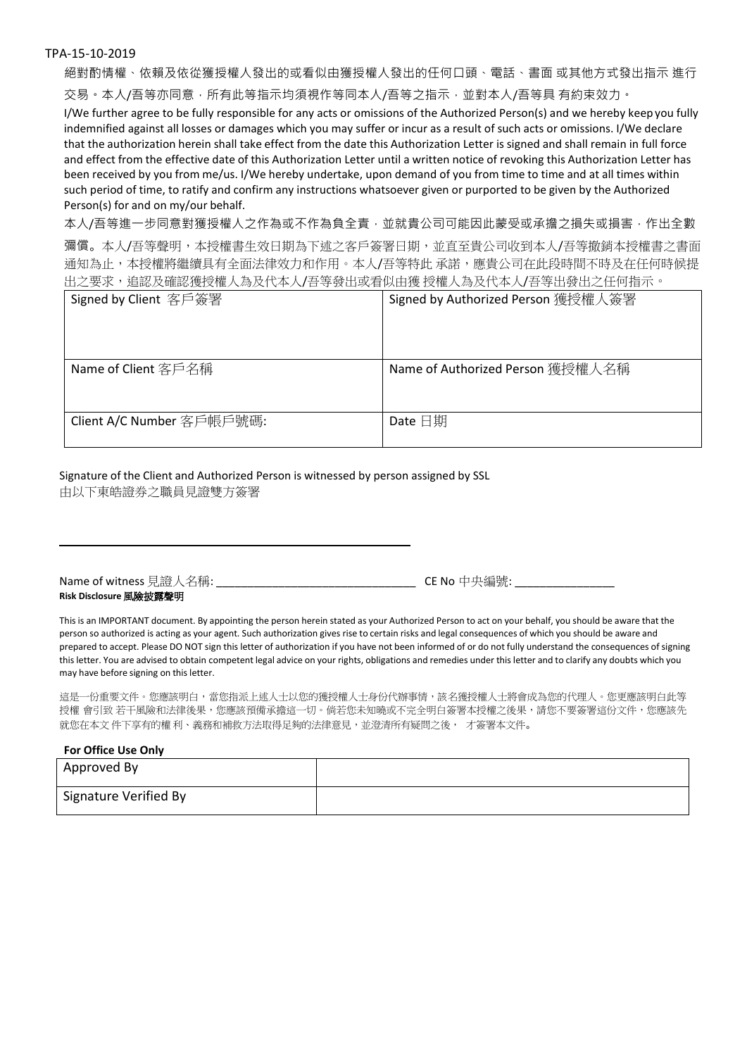TPA-15-10-2019

絕對酌情權、依賴及依從獲授權人發出的或看似由獲授權人發出的任何口頭、電話、書面 或其他方式發出指示 進行交易。本人/吾等亦同意，所有此等指示均須視作等同本人/吾等之指示，並對本人/吾等具 有約束效力。

I/We further agree to be fully responsible for any acts or omissions of the Authorized Person(s) and we hereby keep you fully indemnified against all losses or damages which you may suffer or incur as a result of such acts or omissions. I/We declare that the authorization herein shall take effect from the date this Authorization Letter is signed and shall remain in full force and effect from the effective date of this Authorization Letter until a written notice of revoking this Authorization Letter has been received by you from me/us. I/We hereby undertake, upon demand of you from time to time and at all times within such period of time, to ratify and confirm any instructions whatsoever given or purported to be given by the Authorized Person(s) for and on my/our behalf.

本人/吾等進一步同意對獲授權人之作為或不作為負全責，並就貴公司可能因此蒙受或承擔之損失或損害，作出全數彌償。本人/吾等聲明，本授權書生效日期為下述之客戶簽署日期，並直至貴公司收到本人/吾等撤銷本授權書之書面通知為止，本授權將繼續具有全面法律效力和作用。本人/吾等特此 承諾，應貴公司在此段時間不時及在任何時候提出之要求，追認及確認獲授權人為及代本人/吾等發出或看似由獲 授權人為及代本人/吾等出發出之任何指示。

| | |
|---|---|
| Signed by Client 客戶簽署 | Signed by Authorized Person 獲授權人簽署 |
| Name of Client 客戶名稱 | Name of Authorized Person 獲授權人名稱 |
| Client A/C Number 客戶帳戶號碼: | Date 日期 |

Signature of the Client and Authorized Person is witnessed by person assigned by SSL
由以下東皓證券之職員見證雙方簽署

_______________________________________________

Name of witness 見證人名稱: _______________________________ CE No 中央編號: _______________

**Risk Disclosure 風險披露聲明**

This is an IMPORTANT document. By appointing the person herein stated as your Authorized Person to act on your behalf, you should be aware that the person so authorized is acting as your agent. Such authorization gives rise to certain risks and legal consequences of which you should be aware and prepared to accept. Please DO NOT sign this letter of authorization if you have not been informed of or do not fully understand the consequences of signing this letter. You are advised to obtain competent legal advice on your rights, obligations and remedies under this letter and to clarify any doubts which you may have before signing on this letter.

這是一份重要文件。您應該明白，當您指派上述人士以您的獲授權人士身份代辦事情，該名獲授權人士將會成為您的代理人。您更應該明白此等授權 會引致 若干風險和法律後果，您應該預備承擔這一切。倘若您未知曉或不完全明白簽署本授權之後果，請您不要簽署這份文件，您應該先就您在本文 件下享有的權 利、義務和補救方法取得足夠的法律意見，並澄清所有疑問之後， 才簽署本文件。

**For Office Use Only**

| | |
|---|---|
| Approved By | |
| Signature Verified By | |